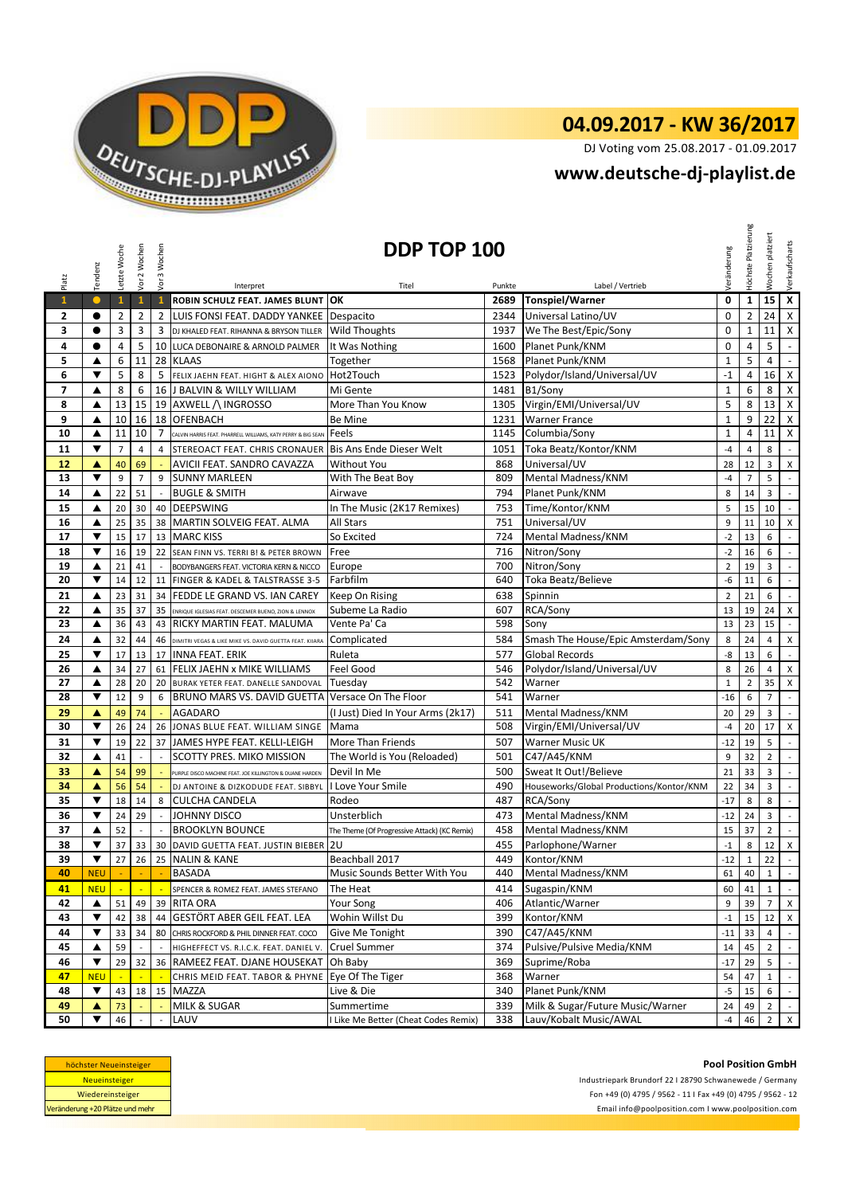# 04.09.2017 - KW 36/2017

DJ Voting vom 25.08.2017 - 01.09.2017

**www.deutsche-dj-playlist.de**

## DDP TOP 100

| Platz | Tendenz | Letzte Woche | Vor 2 Wochen | Vor 3 Wochen | Interpret | Titel | Punkte | Label / Vertrieb | Veränderung | Höchste Platzierung | Wochen platziert | Verkaufscharts |
|---|---|---|---|---|---|---|---|---|---|---|---|---|
| 1 | ● | 1 | 1 | 1 | ROBIN SCHULZ FEAT. JAMES BLUNT | OK | 2689 | Tonspiel/Warner | 0 | 1 | 15 | X |
| 2 | ● | 2 | 2 | 2 | LUIS FONSI FEAT. DADDY YANKEE | Despacito | 2344 | Universal Latino/UV | 0 | 2 | 24 | X |
| 3 | ● | 3 | 3 | 3 | DJ KHALED FEAT. RIHANNA & BRYSON TILLER | Wild Thoughts | 1937 | We The Best/Epic/Sony | 0 | 1 | 11 | X |
| 4 | ● | 4 | 5 | 10 | LUCA DEBONAIRE & ARNOLD PALMER | It Was Nothing | 1600 | Planet Punk/KNM | 0 | 4 | 5 | - |
| 5 | ▲ | 6 | 11 | 28 | KLAAS | Together | 1568 | Planet Punk/KNM | 1 | 5 | 4 | - |
| 6 | ▼ | 5 | 8 | 5 | FELIX JAEHN FEAT. HIGHT & ALEX AIONO | Hot2Touch | 1523 | Polydor/Island/Universal/UV | -1 | 4 | 16 | X |
| 7 | ▲ | 8 | 6 | 16 | J BALVIN & WILLY WILLIAM | Mi Gente | 1481 | B1/Sony | 1 | 6 | 8 | X |
| 8 | ▲ | 13 | 15 | 19 | AXWELL /\ INGROSSO | More Than You Know | 1305 | Virgin/EMI/Universal/UV | 5 | 8 | 13 | X |
| 9 | ▲ | 10 | 16 | 18 | OFENBACH | Be Mine | 1231 | Warner France | 1 | 9 | 22 | X |
| 10 | ▲ | 11 | 10 | 7 | CALVIN HARRIS FEAT. PHARRELL WILLIAMS, KATY PERRY & BIG SEAN | Feels | 1145 | Columbia/Sony | 1 | 4 | 11 | X |
| 11 | ▼ | 7 | 4 | 4 | STEREOACT FEAT. CHRIS CRONAUER | Bis Ans Ende Dieser Welt | 1051 | Toka Beatz/Kontor/KNM | -4 | 4 | 8 | - |
| 12 | ▲ | 40 | 69 | - | AVICII FEAT. SANDRO CAVAZZA | Without You | 868 | Universal/UV | 28 | 12 | 3 | X |
| 13 | ▼ | 9 | 7 | 9 | SUNNY MARLEEN | With The Beat Boy | 809 | Mental Madness/KNM | -4 | 7 | 5 | - |
| 14 | ▲ | 22 | 51 | - | BUGLE & SMITH | Airwave | 794 | Planet Punk/KNM | 8 | 14 | 3 | - |
| 15 | ▲ | 20 | 30 | 40 | DEEPSWING | In The Music (2K17 Remixes) | 753 | Time/Kontor/KNM | 5 | 15 | 10 | - |
| 16 | ▲ | 25 | 35 | 38 | MARTIN SOLVEIG FEAT. ALMA | All Stars | 751 | Universal/UV | 9 | 11 | 10 | X |
| 17 | ▼ | 15 | 17 | 13 | MARC KISS | So Excited | 724 | Mental Madness/KNM | -2 | 13 | 6 | - |
| 18 | ▼ | 16 | 19 | 22 | SEAN FINN VS. TERRI B! & PETER BROWN | Free | 716 | Nitron/Sony | -2 | 16 | 6 | - |
| 19 | ▲ | 21 | 41 | - | BODYBANGERS FEAT. VICTORIA KERN & NICCO | Europe | 700 | Nitron/Sony | 2 | 19 | 3 | - |
| 20 | ▼ | 14 | 12 | 11 | FINGER & KADEL & TALSTRASSE 3-5 | Farbfilm | 640 | Toka Beatz/Believe | -6 | 11 | 6 | - |
| 21 | ▲ | 23 | 31 | 34 | FEDDE LE GRAND VS. IAN CAREY | Keep On Rising | 638 | Spinnin | 2 | 21 | 6 | - |
| 22 | ▲ | 35 | 37 | 35 | ENRIQUE IGLESIAS FEAT. DESCEMER BUENO, ZION & LENNOX | Subeme La Radio | 607 | RCA/Sony | 13 | 19 | 24 | X |
| 23 | ▲ | 36 | 43 | 43 | RICKY MARTIN FEAT. MALUMA | Vente Pa' Ca | 598 | Sony | 13 | 23 | 15 | - |
| 24 | ▲ | 32 | 44 | 46 | DIMITRI VEGAS & LIKE MIKE VS. DAVID GUETTA FEAT. KIIARA | Complicated | 584 | Smash The House/Epic Amsterdam/Sony | 8 | 24 | 4 | X |
| 25 | ▼ | 17 | 13 | 17 | INNA FEAT. ERIK | Ruleta | 577 | Global Records | -8 | 13 | 6 | - |
| 26 | ▲ | 34 | 27 | 61 | FELIX JAEHN x MIKE WILLIAMS | Feel Good | 546 | Polydor/Island/Universal/UV | 8 | 26 | 4 | X |
| 27 | ▲ | 28 | 20 | 20 | BURAK YETER FEAT. DANELLE SANDOVAL | Tuesday | 542 | Warner | 1 | 2 | 35 | X |
| 28 | ▼ | 12 | 9 | 6 | BRUNO MARS VS. DAVID GUETTA | Versace On The Floor | 541 | Warner | -16 | 6 | 7 | - |
| 29 | ▲ | 49 | 74 | - | AGADARO | (I Just) Died In Your Arms (2k17) | 511 | Mental Madness/KNM | 20 | 29 | 3 | - |
| 30 | ▼ | 26 | 24 | 26 | JONAS BLUE FEAT. WILLIAM SINGE | Mama | 508 | Virgin/EMI/Universal/UV | -4 | 20 | 17 | X |
| 31 | ▼ | 19 | 22 | 37 | JAMES HYPE FEAT. KELLI-LEIGH | More Than Friends | 507 | Warner Music UK | -12 | 19 | 5 | - |
| 32 | ▲ | 41 | - | - | SCOTTY PRES. MIKO MISSION | The World is You (Reloaded) | 501 | C47/A45/KNM | 9 | 32 | 2 | - |
| 33 | ▲ | 54 | 99 | - | PURPLE DISCO MACHINE FEAT. JOE KILLINGTON & DUANE HARDEN | Devil In Me | 500 | Sweat It Out!/Believe | 21 | 33 | 3 | - |
| 34 | ▲ | 56 | 54 | - | DJ ANTOINE & DIZKODUDE FEAT. SIBBYL | I Love Your Smile | 490 | Houseworks/Global Productions/Kontor/KNM | 22 | 34 | 3 | - |
| 35 | ▼ | 18 | 14 | 8 | CULCHA CANDELA | Rodeo | 487 | RCA/Sony | -17 | 8 | 8 | - |
| 36 | ▼ | 24 | 29 | - | JOHNNY DISCO | Unsterblich | 473 | Mental Madness/KNM | -12 | 24 | 3 | - |
| 37 | ▲ | 52 | - | - | BROOKLYN BOUNCE | The Theme (Of Progressive Attack) (KC Remix) | 458 | Mental Madness/KNM | 15 | 37 | 2 | - |
| 38 | ▼ | 37 | 33 | 30 | DAVID GUETTA FEAT. JUSTIN BIEBER | 2U | 455 | Parlophone/Warner | -1 | 8 | 12 | X |
| 39 | ▼ | 27 | 26 | 25 | NALIN & KANE | Beachball 2017 | 449 | Kontor/KNM | -12 | 1 | 22 | - |
| 40 | NEU | - | - | - | BASADA | Music Sounds Better With You | 440 | Mental Madness/KNM | 61 | 40 | 1 | - |
| 41 | NEU | - | - | - | SPENCER & ROMEZ FEAT. JAMES STEFANO | The Heat | 414 | Sugaspin/KNM | 60 | 41 | 1 | - |
| 42 | ▲ | 51 | 49 | 39 | RITA ORA | Your Song | 406 | Atlantic/Warner | 9 | 39 | 7 | X |
| 43 | ▼ | 42 | 38 | 44 | GESTÖRT ABER GEIL FEAT. LEA | Wohin Willst Du | 399 | Kontor/KNM | -1 | 15 | 12 | X |
| 44 | ▼ | 33 | 34 | 80 | CHRIS ROCKFORD & PHIL DINNER FEAT. COCO | Give Me Tonight | 390 | C47/A45/KNM | -11 | 33 | 4 | - |
| 45 | ▲ | 59 | - | - | HIGHEFFECT VS. R.I.C.K. FEAT. DANIEL V. | Cruel Summer | 374 | Pulsive/Pulsive Media/KNM | 14 | 45 | 2 | - |
| 46 | ▼ | 29 | 32 | 36 | RAMEEZ FEAT. DJANE HOUSEKAT | Oh Baby | 369 | Suprime/Roba | -17 | 29 | 5 | - |
| 47 | NEU | - | - | - | CHRIS MEID FEAT. TABOR & PHYNE | Eye Of The Tiger | 368 | Warner | 54 | 47 | 1 | - |
| 48 | ▼ | 43 | 18 | 15 | MAZZA | Live & Die | 340 | Planet Punk/KNM | -5 | 15 | 6 | - |
| 49 | ▲ | 73 | - | - | MILK & SUGAR | Summertime | 339 | Milk & Sugar/Future Music/Warner | 24 | 49 | 2 | - |
| 50 | ▼ | 46 | - | - | LAUV | I Like Me Better (Cheat Codes Remix) | 338 | Lauv/Kobalt Music/AWAL | -4 | 46 | 2 | X |

höchster Neueinsteiger
Neueinsteiger
Wiedereinsteiger
Veränderung +20 Plätze und mehr

**Pool Position GmbH**

Industriepark Brundorf 22 I 28790 Schwanewede / Germany
Fon +49 (0) 4795 / 9562 - 11 I Fax +49 (0) 4795 / 9562 - 12
Email info@poolposition.com I www.poolposition.com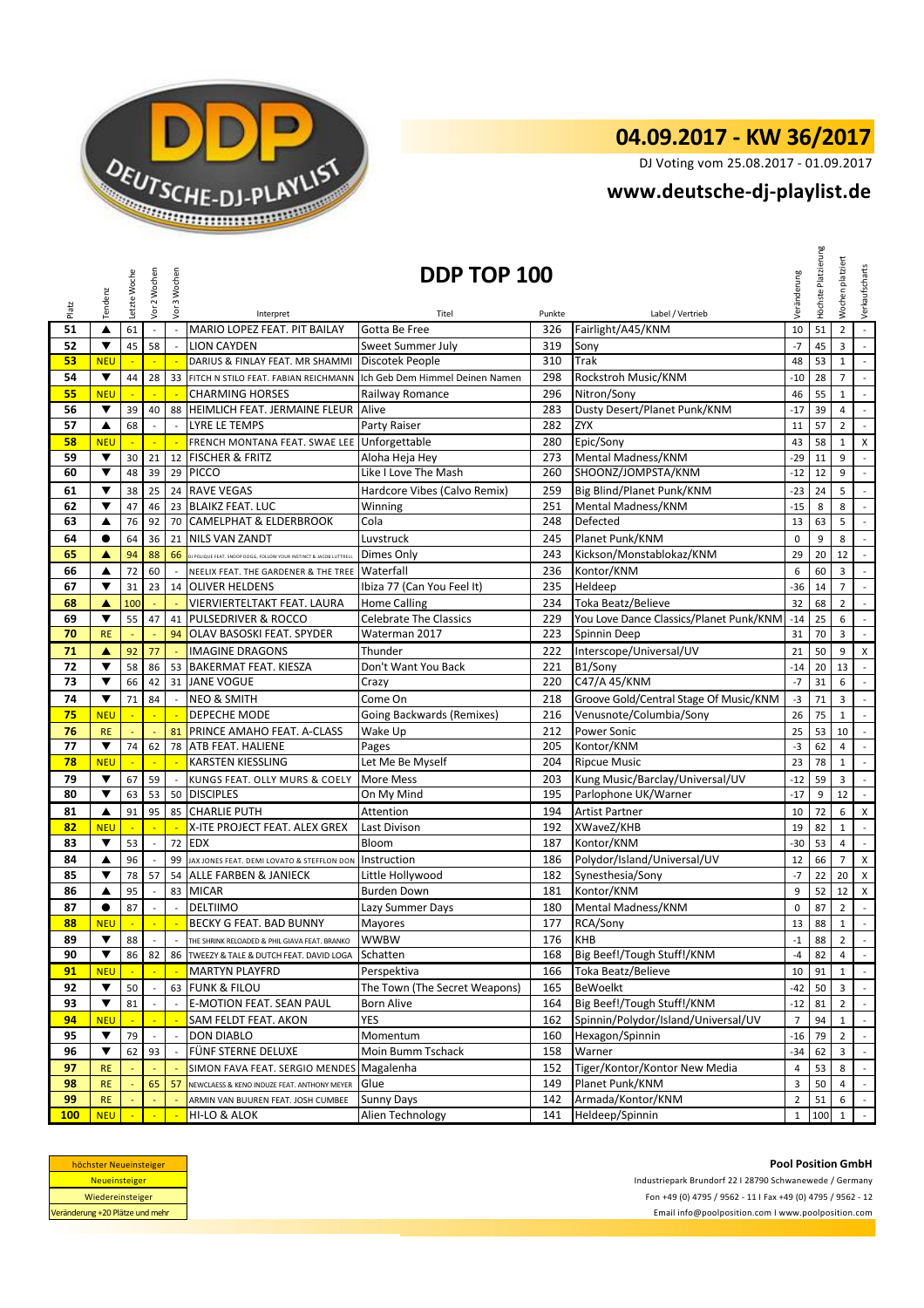DEUTSCHE-DJ-PLAYLIST

## 04.09.2017 - KW 36/2017

DJ Voting vom 25.08.2017 - 01.09.2017

**www.deutsche-dj-playlist.de**

# DDP TOP 100

| Platz | Tendenz | Letzte Woche | Vor 2 Wochen | Vor 3 Wochen | Interpret | Titel | Punkte | Label / Vertrieb | Veränderung | Höchste Platzierung | Wochen platziert | Verkaufscharts |
|---|---|---|---|---|---|---|---|---|---|---|---|---|
| 51 | ▲ | 61 | - | - | MARIO LOPEZ FEAT. PIT BAILAY | Gotta Be Free | 326 | Fairlight/A45/KNM | 10 | 51 | 2 | - |
| 52 | ▼ | 45 | 58 | - | LION CAYDEN | Sweet Summer July | 319 | Sony | -7 | 45 | 3 | - |
| 53 | NEU | - | - | - | DARIUS & FINLAY FEAT. MR SHAMMI | Discotek People | 310 | Trak | 48 | 53 | 1 | - |
| 54 | ▼ | 44 | 28 | 33 | FITCH N STILO FEAT. FABIAN REICHMANN | Ich Geb Dem Himmel Deinen Namen | 298 | Rockstroh Music/KNM | -10 | 28 | 7 | - |
| 55 | NEU | - | - | - | CHARMING HORSES | Railway Romance | 296 | Nitron/Sony | 46 | 55 | 1 | - |
| 56 | ▼ | 39 | 40 | 88 | HEIMLICH FEAT. JERMAINE FLEUR | Alive | 283 | Dusty Desert/Planet Punk/KNM | -17 | 39 | 4 | - |
| 57 | ▲ | 68 | - | - | LYRE LE TEMPS | Party Raiser | 282 | ZYX | 11 | 57 | 2 | - |
| 58 | NEU | - | - | - | FRENCH MONTANA FEAT. SWAE LEE | Unforgettable | 280 | Epic/Sony | 43 | 58 | 1 | X |
| 59 | ▼ | 30 | 21 | 12 | FISCHER & FRITZ | Aloha Heja Hey | 273 | Mental Madness/KNM | -29 | 11 | 9 | - |
| 60 | ▼ | 48 | 39 | 29 | PICCO | Like I Love The Mash | 260 | SHOONZ/JOMPSTA/KNM | -12 | 12 | 9 | - |
| 61 | ▼ | 38 | 25 | 24 | RAVE VEGAS | Hardcore Vibes (Calvo Remix) | 259 | Big Blind/Planet Punk/KNM | -23 | 24 | 5 | - |
| 62 | ▼ | 47 | 46 | 23 | BLAIKZ FEAT. LUC | Winning | 251 | Mental Madness/KNM | -15 | 8 | 8 | - |
| 63 | ▲ | 76 | 92 | 70 | CAMELPHAT & ELDERBROOK | Cola | 248 | Defected | 13 | 63 | 5 | - |
| 64 | ● | 64 | 36 | 21 | NILS VAN ZANDT | Luvstruck | 245 | Planet Punk/KNM | 0 | 9 | 8 | - |
| 65 | ▲ | 94 | 88 | 66 | DJ POLIQUE FEAT. SNOOP DOGG, FOLLOW YOUR INSTINCT & JACOB LUTTRELL | Dimes Only | 243 | Kickson/Monstablokaz/KNM | 29 | 20 | 12 | - |
| 66 | ▲ | 72 | 60 | - | NEELIX FEAT. THE GARDENER & THE TREE | Waterfall | 236 | Kontor/KNM | 6 | 60 | 3 | - |
| 67 | ▼ | 31 | 23 | 14 | OLIVER HELDENS | Ibiza 77 (Can You Feel It) | 235 | Heldeep | -36 | 14 | 7 | - |
| 68 | ▲ | 100 | - | - | VIERVIERTELTAKT FEAT. LAURA | Home Calling | 234 | Toka Beatz/Believe | 32 | 68 | 2 | - |
| 69 | ▼ | 55 | 47 | 41 | PULSEDRIVER & ROCCO | Celebrate The Classics | 229 | You Love Dance Classics/Planet Punk/KNM | -14 | 25 | 6 | - |
| 70 | RE | - | - | 94 | OLAV BASOSKI FEAT. SPYDER | Waterman 2017 | 223 | Spinnin Deep | 31 | 70 | 3 | - |
| 71 | ▲ | 92 | 77 | - | IMAGINE DRAGONS | Thunder | 222 | Interscope/Universal/UV | 21 | 50 | 9 | X |
| 72 | ▼ | 58 | 86 | 53 | BAKERMAT FEAT. KIESZA | Don't Want You Back | 221 | B1/Sony | -14 | 20 | 13 | - |
| 73 | ▼ | 66 | 42 | 31 | JANE VOGUE | Crazy | 220 | C47/A 45/KNM | -7 | 31 | 6 | - |
| 74 | ▼ | 71 | 84 | - | NEO & SMITH | Come On | 218 | Groove Gold/Central Stage Of Music/KNM | -3 | 71 | 3 | - |
| 75 | NEU | - | - | - | DEPECHE MODE | Going Backwards (Remixes) | 216 | Venusnote/Columbia/Sony | 26 | 75 | 1 | - |
| 76 | RE | - | - | 81 | PRINCE AMAHO FEAT. A-CLASS | Wake Up | 212 | Power Sonic | 25 | 53 | 10 | - |
| 77 | ▼ | 74 | 62 | 78 | ATB FEAT. HALIENE | Pages | 205 | Kontor/KNM | -3 | 62 | 4 | - |
| 78 | NEU | - | - | - | KARSTEN KIESSLING | Let Me Be Myself | 204 | Ripcue Music | 23 | 78 | 1 | - |
| 79 | ▼ | 67 | 59 | - | KUNGS FEAT. OLLY MURS & COELY | More Mess | 203 | Kung Music/Barclay/Universal/UV | -12 | 59 | 3 | - |
| 80 | ▼ | 63 | 53 | 50 | DISCIPLES | On My Mind | 195 | Parlophone UK/Warner | -17 | 9 | 12 | - |
| 81 | ▲ | 91 | 95 | 85 | CHARLIE PUTH | Attention | 194 | Artist Partner | 10 | 72 | 6 | X |
| 82 | NEU | - | - | - | X-ITE PROJECT FEAT. ALEX GREX | Last Divison | 192 | XWaveZ/KHB | 19 | 82 | 1 | - |
| 83 | ▼ | 53 | - | 72 | EDX | Bloom | 187 | Kontor/KNM | -30 | 53 | 4 | - |
| 84 | ▲ | 96 | - | 99 | JAX JONES FEAT. DEMI LOVATO & STEFFLON DON | Instruction | 186 | Polydor/Island/Universal/UV | 12 | 66 | 7 | X |
| 85 | ▼ | 78 | 57 | 54 | ALLE FARBEN & JANIECK | Little Hollywood | 182 | Synesthesia/Sony | -7 | 22 | 20 | X |
| 86 | ▲ | 95 | - | 83 | MICAR | Burden Down | 181 | Kontor/KNM | 9 | 52 | 12 | X |
| 87 | ● | 87 | - | - | DELTIIMO | Lazy Summer Days | 180 | Mental Madness/KNM | 0 | 87 | 2 | - |
| 88 | NEU | - | - | - | BECKY G FEAT. BAD BUNNY | Mayores | 177 | RCA/Sony | 13 | 88 | 1 | - |
| 89 | ▼ | 88 | - | - | THE SHRINK RELOADED & PHIL GIAVA FEAT. BRANKO | WWBW | 176 | KHB | -1 | 88 | 2 | - |
| 90 | ▼ | 86 | 82 | 86 | TWEEZY & TALE & DUTCH FEAT. DAVID LOGA | Shattered | 168 | Big Beef!/Tough Stuff!/KNM | -4 | 82 | 4 | - |
| 91 | NEU | - | - | - | MARTYN PLAYFRD | Perspektiva | 166 | Toka Beatz/Believe | 10 | 91 | 1 | - |
| 92 | ▼ | 50 | - | 63 | FUNK & FILOU | The Town (The Secret Weapons) | 165 | BeWoelkt | -42 | 50 | 3 | - |
| 93 | ▼ | 81 | - | - | E-MOTION FEAT. SEAN PAUL | Born Alive | 164 | Big Beef!/Tough Stuff!/KNM | -12 | 81 | 2 | - |
| 94 | NEU | - | - | - | SAM FELDT FEAT. AKON | YES | 162 | Spinnin/Polydor/Island/Universal/UV | 7 | 94 | 1 | - |
| 95 | ▼ | 79 | - | - | DON DIABLO | Momentum | 160 | Hexagon/Spinnin | -16 | 79 | 2 | - |
| 96 | ▼ | 62 | 93 | - | FÜNF STERNE DELUXE | Moin Bumm Tschack | 158 | Warner | -34 | 62 | 3 | - |
| 97 | RE | - | - | - | SIMON FAVA FEAT. SERGIO MENDES | Magalenha | 152 | Tiger/Kontor/Kontor New Media | 4 | 53 | 8 | - |
| 98 | RE | - | 65 | 57 | NEWCLAESS & KENO INDUZE FEAT. ANTHONY MEYER | Glue | 149 | Planet Punk/KNM | 3 | 50 | 4 | - |
| 99 | RE | - | - | - | ARMIN VAN BUUREN FEAT. JOSH CUMBEE | Sunny Days | 142 | Armada/Kontor/KNM | 2 | 51 | 6 | - |
| 100 | NEU | - | - | - | HI-LO & ALOK | Alien Technology | 141 | Heldeep/Spinnin | 1 | 100 | 1 | - |

höchster Neueinsteiger
Neueinsteiger
Wiedereinsteiger
Veränderung +20 Plätze und mehr

**Pool Position GmbH**
Industriepark Brundorf 22 I 28790 Schwanewede / Germany
Fon +49 (0) 4795 / 9562 - 11 I Fax +49 (0) 4795 / 9562 - 12
Email info@poolposition.com I www.poolposition.com